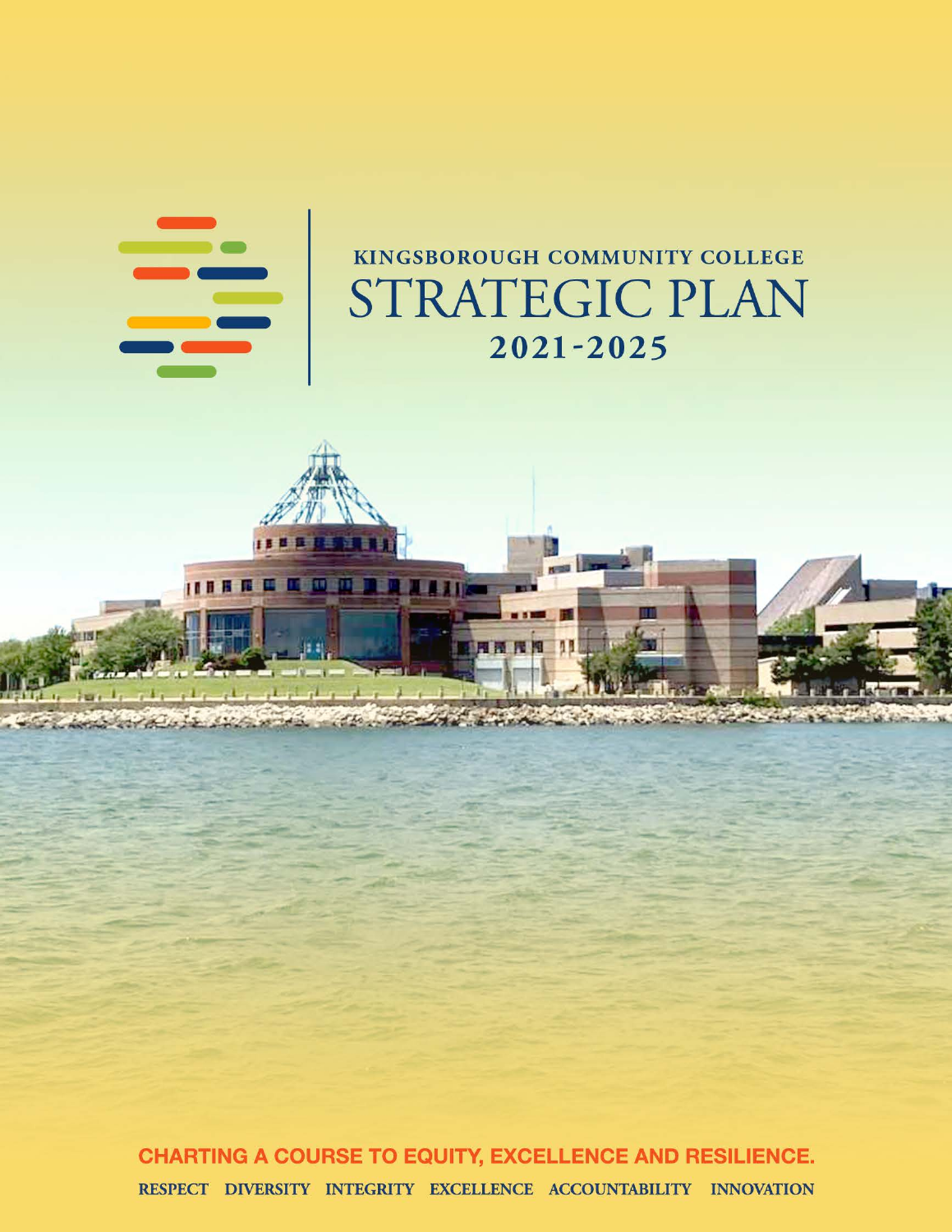KINGSBOROUGH COMMUNITY COLLEGE

# STRATEGIC PLAN

## 2021-2025

CHARTING A COURSE TO EQUITY, EXCELLENCE AND RESILIENCE.

RESPECT DIVERSITY INTEGRITY EXCELLENCE ACCOUNTABILITY INNOVATION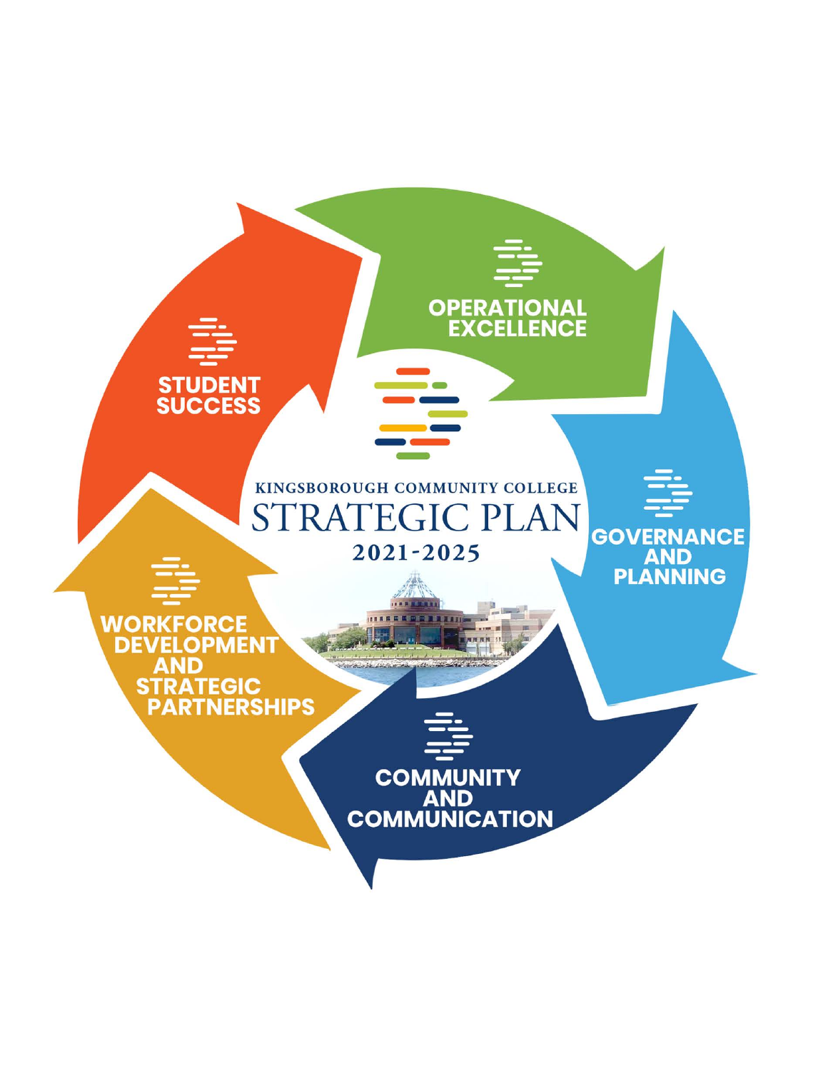KINGSBOROUGH COMMUNITY COLLEGE

# STRATEGIC PLAN

2021-2025

STUDENT SUCCESS

OPERATIONAL EXCELLENCE

GOVERNANCE AND PLANNING

COMMUNITY AND COMMUNICATION

WORKFORCE DEVELOPMENT AND STRATEGIC PARTNERSHIPS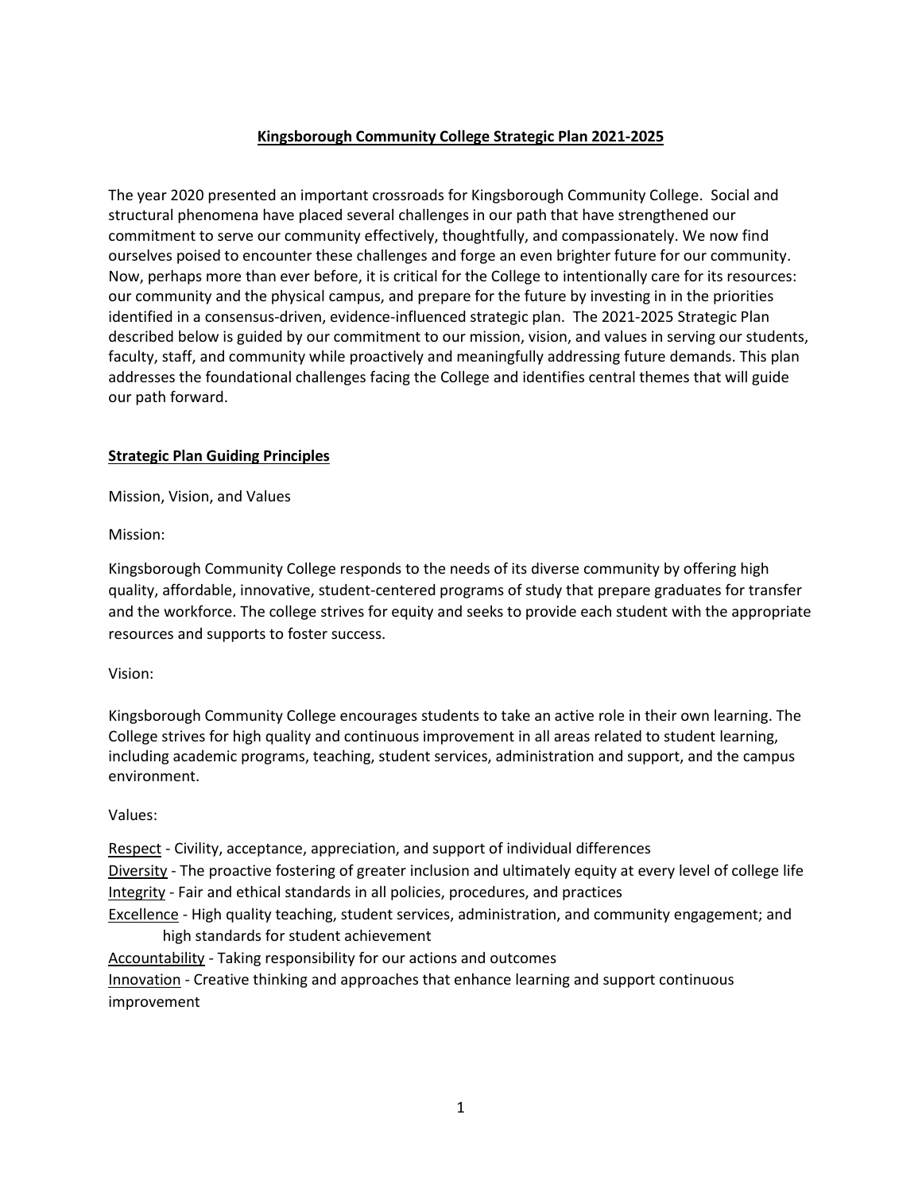# **Kingsborough Community College Strategic Plan 2021-2025**

The year 2020 presented an important crossroads for Kingsborough Community College. Social and structural phenomena have placed several challenges in our path that have strengthened our commitment to serve our community effectively, thoughtfully, and compassionately. We now find ourselves poised to encounter these challenges and forge an even brighter future for our community. Now, perhaps more than ever before, it is critical for the College to intentionally care for its resources: our community and the physical campus, and prepare for the future by investing in in the priorities identified in a consensus-driven, evidence-influenced strategic plan. The 2021-2025 Strategic Plan described below is guided by our commitment to our mission, vision, and values in serving our students, faculty, staff, and community while proactively and meaningfully addressing future demands. This plan addresses the foundational challenges facing the College and identifies central themes that will guide our path forward.

## **Strategic Plan Guiding Principles**

Mission, Vision, and Values

Mission:

Kingsborough Community College responds to the needs of its diverse community by offering high quality, affordable, innovative, student-centered programs of study that prepare graduates for transfer and the workforce. The college strives for equity and seeks to provide each student with the appropriate resources and supports to foster success.

Vision:

Kingsborough Community College encourages students to take an active role in their own learning. The College strives for high quality and continuous improvement in all areas related to student learning, including academic programs, teaching, student services, administration and support, and the campus environment.

Values:

Respect - Civility, acceptance, appreciation, and support of individual differences
Diversity - The proactive fostering of greater inclusion and ultimately equity at every level of college life
Integrity - Fair and ethical standards in all policies, procedures, and practices
Excellence - High quality teaching, student services, administration, and community engagement; and high standards for student achievement
Accountability - Taking responsibility for our actions and outcomes
Innovation - Creative thinking and approaches that enhance learning and support continuous improvement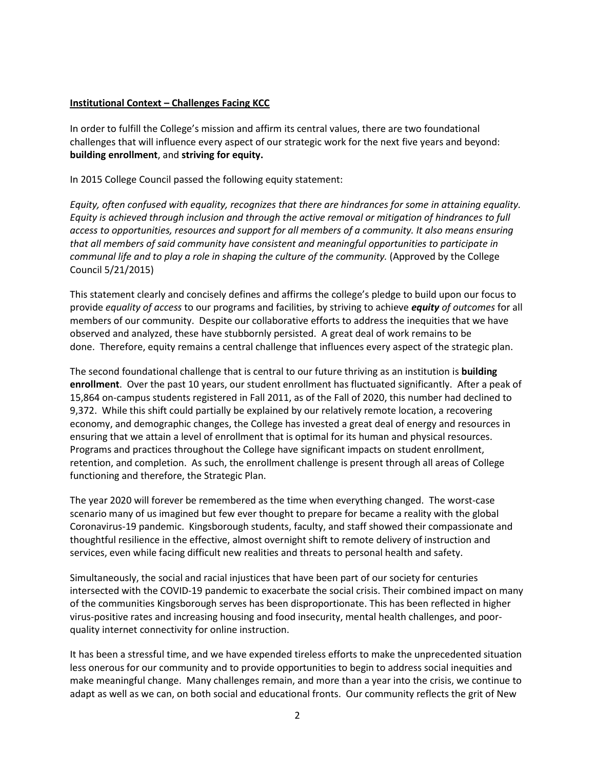**Institutional Context – Challenges Facing KCC**

In order to fulfill the College's mission and affirm its central values, there are two foundational challenges that will influence every aspect of our strategic work for the next five years and beyond: **building enrollment**, and **striving for equity.**

In 2015 College Council passed the following equity statement:

*Equity, often confused with equality, recognizes that there are hindrances for some in attaining equality. Equity is achieved through inclusion and through the active removal or mitigation of hindrances to full access to opportunities, resources and support for all members of a community. It also means ensuring that all members of said community have consistent and meaningful opportunities to participate in communal life and to play a role in shaping the culture of the community.* (Approved by the College Council 5/21/2015)

This statement clearly and concisely defines and affirms the college's pledge to build upon our focus to provide *equality of access* to our programs and facilities, by striving to achieve ***equity*** *of outcomes* for all members of our community. Despite our collaborative efforts to address the inequities that we have observed and analyzed, these have stubbornly persisted. A great deal of work remains to be done. Therefore, equity remains a central challenge that influences every aspect of the strategic plan.

The second foundational challenge that is central to our future thriving as an institution is **building enrollment**. Over the past 10 years, our student enrollment has fluctuated significantly. After a peak of 15,864 on-campus students registered in Fall 2011, as of the Fall of 2020, this number had declined to 9,372. While this shift could partially be explained by our relatively remote location, a recovering economy, and demographic changes, the College has invested a great deal of energy and resources in ensuring that we attain a level of enrollment that is optimal for its human and physical resources. Programs and practices throughout the College have significant impacts on student enrollment, retention, and completion. As such, the enrollment challenge is present through all areas of College functioning and therefore, the Strategic Plan.

The year 2020 will forever be remembered as the time when everything changed. The worst-case scenario many of us imagined but few ever thought to prepare for became a reality with the global Coronavirus-19 pandemic. Kingsborough students, faculty, and staff showed their compassionate and thoughtful resilience in the effective, almost overnight shift to remote delivery of instruction and services, even while facing difficult new realities and threats to personal health and safety.

Simultaneously, the social and racial injustices that have been part of our society for centuries intersected with the COVID-19 pandemic to exacerbate the social crisis. Their combined impact on many of the communities Kingsborough serves has been disproportionate. This has been reflected in higher virus-positive rates and increasing housing and food insecurity, mental health challenges, and poor-quality internet connectivity for online instruction.

It has been a stressful time, and we have expended tireless efforts to make the unprecedented situation less onerous for our community and to provide opportunities to begin to address social inequities and make meaningful change. Many challenges remain, and more than a year into the crisis, we continue to adapt as well as we can, on both social and educational fronts. Our community reflects the grit of New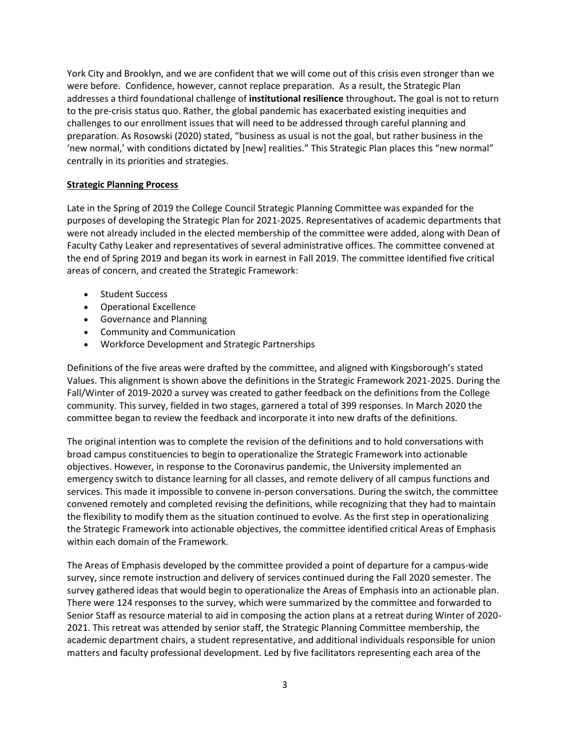York City and Brooklyn, and we are confident that we will come out of this crisis even stronger than we were before. Confidence, however, cannot replace preparation. As a result, the Strategic Plan addresses a third foundational challenge of **institutional resilience** throughout**.** The goal is not to return to the pre-crisis status quo. Rather, the global pandemic has exacerbated existing inequities and challenges to our enrollment issues that will need to be addressed through careful planning and preparation. As Rosowski (2020) stated, "business as usual is not the goal, but rather business in the 'new normal,' with conditions dictated by [new] realities." This Strategic Plan places this "new normal" centrally in its priorities and strategies.

**Strategic Planning Process**

Late in the Spring of 2019 the College Council Strategic Planning Committee was expanded for the purposes of developing the Strategic Plan for 2021-2025. Representatives of academic departments that were not already included in the elected membership of the committee were added, along with Dean of Faculty Cathy Leaker and representatives of several administrative offices. The committee convened at the end of Spring 2019 and began its work in earnest in Fall 2019. The committee identified five critical areas of concern, and created the Strategic Framework:

- Student Success
- Operational Excellence
- Governance and Planning
- Community and Communication
- Workforce Development and Strategic Partnerships

Definitions of the five areas were drafted by the committee, and aligned with Kingsborough's stated Values. This alignment is shown above the definitions in the Strategic Framework 2021-2025. During the Fall/Winter of 2019-2020 a survey was created to gather feedback on the definitions from the College community. This survey, fielded in two stages, garnered a total of 399 responses. In March 2020 the committee began to review the feedback and incorporate it into new drafts of the definitions.

The original intention was to complete the revision of the definitions and to hold conversations with broad campus constituencies to begin to operationalize the Strategic Framework into actionable objectives. However, in response to the Coronavirus pandemic, the University implemented an emergency switch to distance learning for all classes, and remote delivery of all campus functions and services. This made it impossible to convene in-person conversations. During the switch, the committee convened remotely and completed revising the definitions, while recognizing that they had to maintain the flexibility to modify them as the situation continued to evolve. As the first step in operationalizing the Strategic Framework into actionable objectives, the committee identified critical Areas of Emphasis within each domain of the Framework.

The Areas of Emphasis developed by the committee provided a point of departure for a campus-wide survey, since remote instruction and delivery of services continued during the Fall 2020 semester. The survey gathered ideas that would begin to operationalize the Areas of Emphasis into an actionable plan. There were 124 responses to the survey, which were summarized by the committee and forwarded to Senior Staff as resource material to aid in composing the action plans at a retreat during Winter of 2020-2021. This retreat was attended by senior staff, the Strategic Planning Committee membership, the academic department chairs, a student representative, and additional individuals responsible for union matters and faculty professional development. Led by five facilitators representing each area of the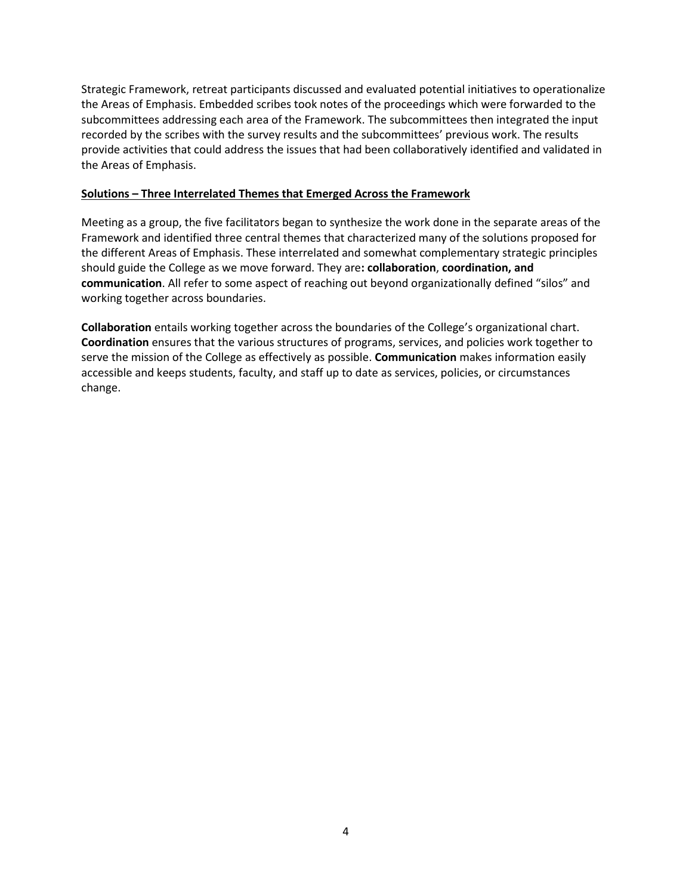Strategic Framework, retreat participants discussed and evaluated potential initiatives to operationalize the Areas of Emphasis. Embedded scribes took notes of the proceedings which were forwarded to the subcommittees addressing each area of the Framework. The subcommittees then integrated the input recorded by the scribes with the survey results and the subcommittees' previous work. The results provide activities that could address the issues that had been collaboratively identified and validated in the Areas of Emphasis.

## Solutions – Three Interrelated Themes that Emerged Across the Framework

Meeting as a group, the five facilitators began to synthesize the work done in the separate areas of the Framework and identified three central themes that characterized many of the solutions proposed for the different Areas of Emphasis. These interrelated and somewhat complementary strategic principles should guide the College as we move forward. They are**: collaboration**, **coordination, and communication**. All refer to some aspect of reaching out beyond organizationally defined "silos" and working together across boundaries.

**Collaboration** entails working together across the boundaries of the College's organizational chart. **Coordination** ensures that the various structures of programs, services, and policies work together to serve the mission of the College as effectively as possible. **Communication** makes information easily accessible and keeps students, faculty, and staff up to date as services, policies, or circumstances change.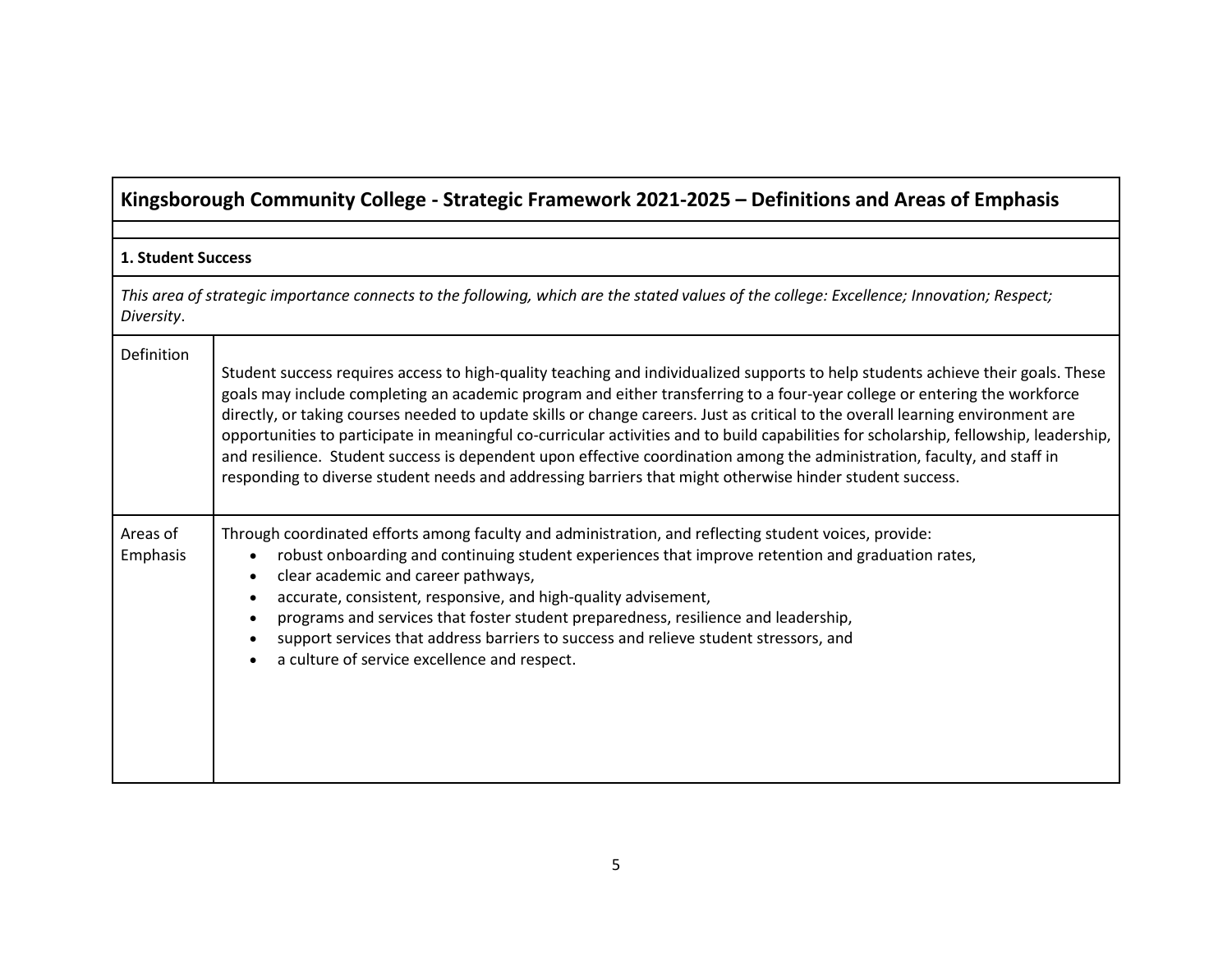| Kingsborough Community College - Strategic Framework 2021-2025 – Definitions and Areas of Emphasis | |
|---|---|
| **1. Student Success** | |
| *This area of strategic importance connects to the following, which are the stated values of the college: Excellence; Innovation; Respect; Diversity*. | |
| Definition | Student success requires access to high-quality teaching and individualized supports to help students achieve their goals. These goals may include completing an academic program and either transferring to a four-year college or entering the workforce directly, or taking courses needed to update skills or change careers. Just as critical to the overall learning environment are opportunities to participate in meaningful co-curricular activities and to build capabilities for scholarship, fellowship, leadership, and resilience. Student success is dependent upon effective coordination among the administration, faculty, and staff in responding to diverse student needs and addressing barriers that might otherwise hinder student success. |
| Areas of Emphasis | Through coordinated efforts among faculty and administration, and reflecting student voices, provide:<br>• robust onboarding and continuing student experiences that improve retention and graduation rates,<br>• clear academic and career pathways,<br>• accurate, consistent, responsive, and high-quality advisement,<br>• programs and services that foster student preparedness, resilience and leadership,<br>• support services that address barriers to success and relieve student stressors, and<br>• a culture of service excellence and respect. |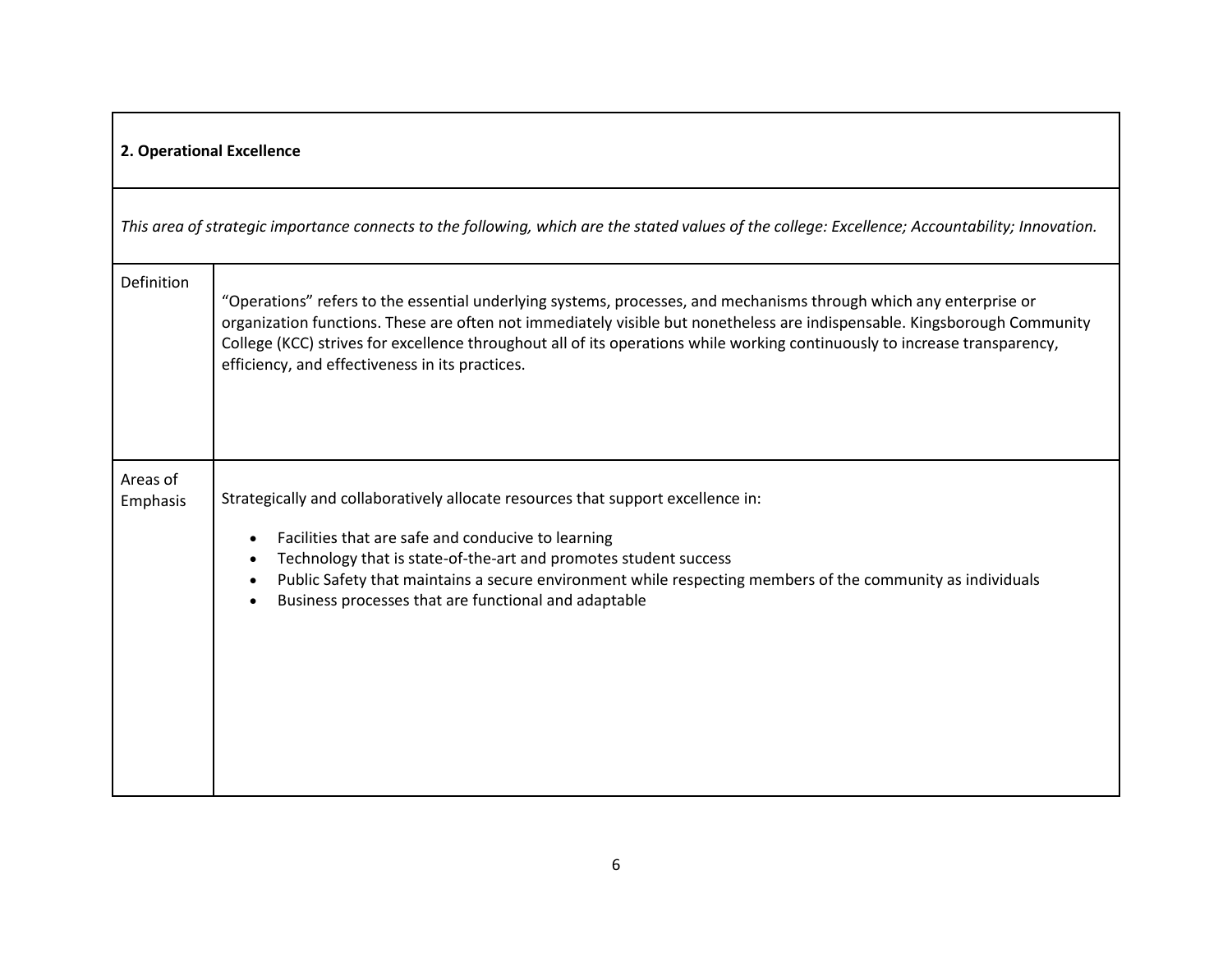| **2. Operational Excellence** | |
|---|---|
| *This area of strategic importance connects to the following, which are the stated values of the college: Excellence; Accountability; Innovation.* | |
| Definition | "Operations" refers to the essential underlying systems, processes, and mechanisms through which any enterprise or organization functions. These are often not immediately visible but nonetheless are indispensable. Kingsborough Community College (KCC) strives for excellence throughout all of its operations while working continuously to increase transparency, efficiency, and effectiveness in its practices. |
| Areas of Emphasis | Strategically and collaboratively allocate resources that support excellence in:<br>• Facilities that are safe and conducive to learning<br>• Technology that is state-of-the-art and promotes student success<br>• Public Safety that maintains a secure environment while respecting members of the community as individuals<br>• Business processes that are functional and adaptable |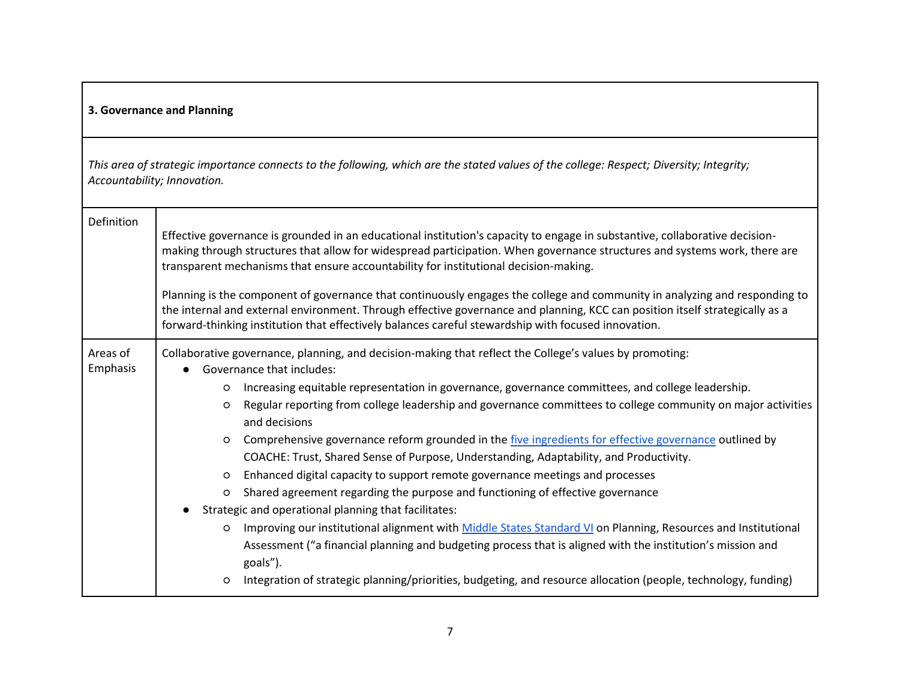| 3. Governance and Planning | |
|---|---|
| *This area of strategic importance connects to the following, which are the stated values of the college: Respect; Diversity; Integrity; Accountability; Innovation.* | |
| Definition | Effective governance is grounded in an educational institution's capacity to engage in substantive, collaborative decision-making through structures that allow for widespread participation. When governance structures and systems work, there are transparent mechanisms that ensure accountability for institutional decision-making.<br><br>Planning is the component of governance that continuously engages the college and community in analyzing and responding to the internal and external environment. Through effective governance and planning, KCC can position itself strategically as a forward-thinking institution that effectively balances careful stewardship with focused innovation. |
| Areas of Emphasis | Collaborative governance, planning, and decision-making that reflect the College's values by promoting:<br>● Governance that includes:<br>○ Increasing equitable representation in governance, governance committees, and college leadership.<br>○ Regular reporting from college leadership and governance committees to college community on major activities and decisions<br>○ Comprehensive governance reform grounded in the five ingredients for effective governance outlined by COACHE: Trust, Shared Sense of Purpose, Understanding, Adaptability, and Productivity.<br>○ Enhanced digital capacity to support remote governance meetings and processes<br>○ Shared agreement regarding the purpose and functioning of effective governance<br>● Strategic and operational planning that facilitates:<br>○ Improving our institutional alignment with Middle States Standard VI on Planning, Resources and Institutional Assessment ("a financial planning and budgeting process that is aligned with the institution's mission and goals").<br>○ Integration of strategic planning/priorities, budgeting, and resource allocation (people, technology, funding) |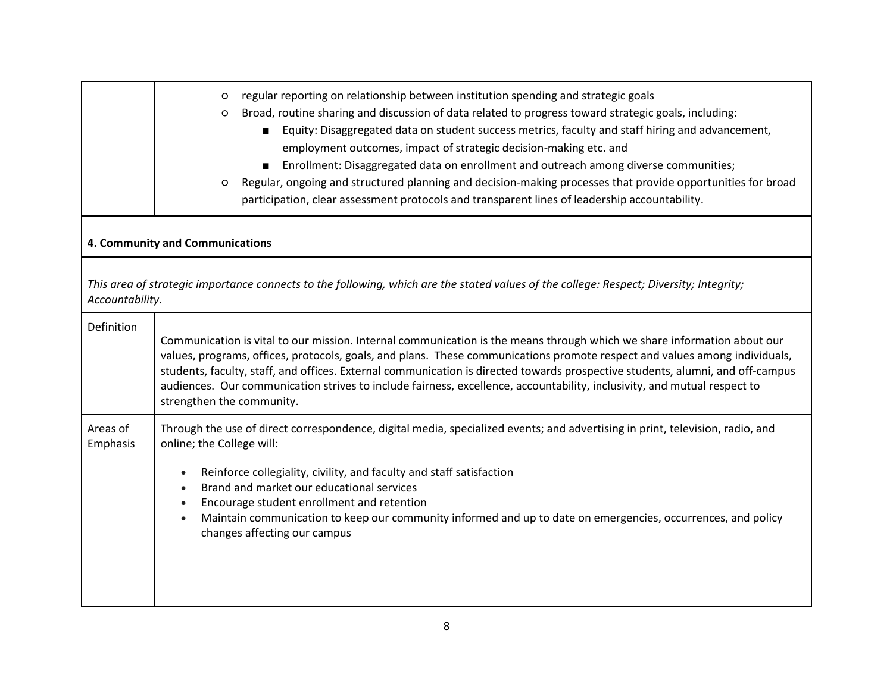| | |
|---|---|
| | ○ regular reporting on relationship between institution spending and strategic goals<br>○ Broad, routine sharing and discussion of data related to progress toward strategic goals, including:<br>&nbsp;&nbsp;&nbsp;&nbsp;■ Equity: Disaggregated data on student success metrics, faculty and staff hiring and advancement, employment outcomes, impact of strategic decision-making etc. and<br>&nbsp;&nbsp;&nbsp;&nbsp;■ Enrollment: Disaggregated data on enrollment and outreach among diverse communities;<br>○ Regular, ongoing and structured planning and decision-making processes that provide opportunities for broad participation, clear assessment protocols and transparent lines of leadership accountability. |
| **4. Community and Communications** | |
| *This area of strategic importance connects to the following, which are the stated values of the college: Respect; Diversity; Integrity; Accountability.* | |
| Definition | Communication is vital to our mission. Internal communication is the means through which we share information about our values, programs, offices, protocols, goals, and plans. These communications promote respect and values among individuals, students, faculty, staff, and offices. External communication is directed towards prospective students, alumni, and off-campus audiences. Our communication strives to include fairness, excellence, accountability, inclusivity, and mutual respect to strengthen the community. |
| Areas of Emphasis | Through the use of direct correspondence, digital media, specialized events; and advertising in print, television, radio, and online; the College will:<br><br>• Reinforce collegiality, civility, and faculty and staff satisfaction<br>• Brand and market our educational services<br>• Encourage student enrollment and retention<br>• Maintain communication to keep our community informed and up to date on emergencies, occurrences, and policy changes affecting our campus |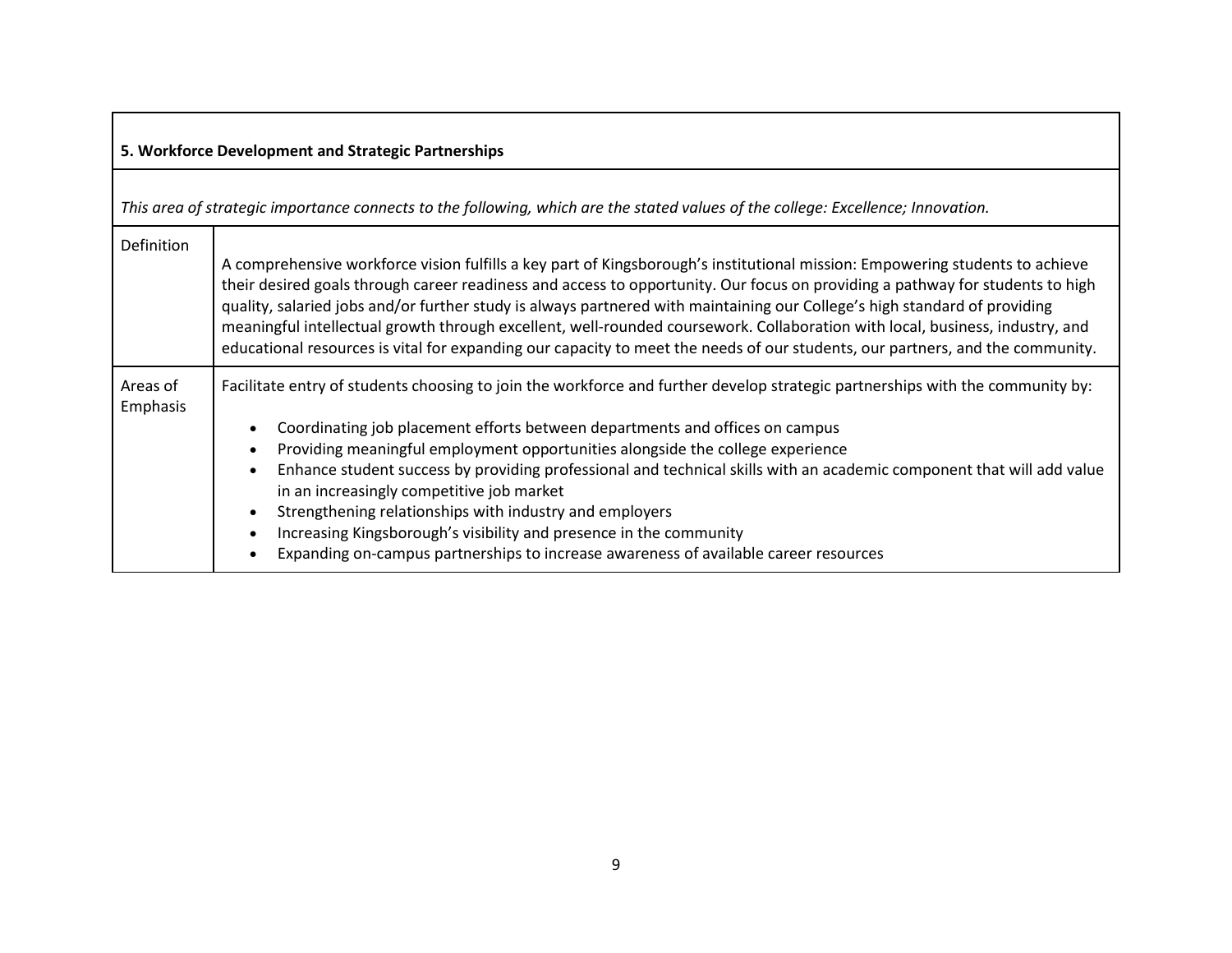| **5. Workforce Development and Strategic Partnerships** | |
|---|---|
| *This area of strategic importance connects to the following, which are the stated values of the college: Excellence; Innovation.* | |
| Definition | A comprehensive workforce vision fulfills a key part of Kingsborough's institutional mission: Empowering students to achieve their desired goals through career readiness and access to opportunity. Our focus on providing a pathway for students to high quality, salaried jobs and/or further study is always partnered with maintaining our College's high standard of providing meaningful intellectual growth through excellent, well-rounded coursework. Collaboration with local, business, industry, and educational resources is vital for expanding our capacity to meet the needs of our students, our partners, and the community. |
| Areas of Emphasis | Facilitate entry of students choosing to join the workforce and further develop strategic partnerships with the community by:<br>• Coordinating job placement efforts between departments and offices on campus<br>• Providing meaningful employment opportunities alongside the college experience<br>• Enhance student success by providing professional and technical skills with an academic component that will add value in an increasingly competitive job market<br>• Strengthening relationships with industry and employers<br>• Increasing Kingsborough's visibility and presence in the community<br>• Expanding on-campus partnerships to increase awareness of available career resources |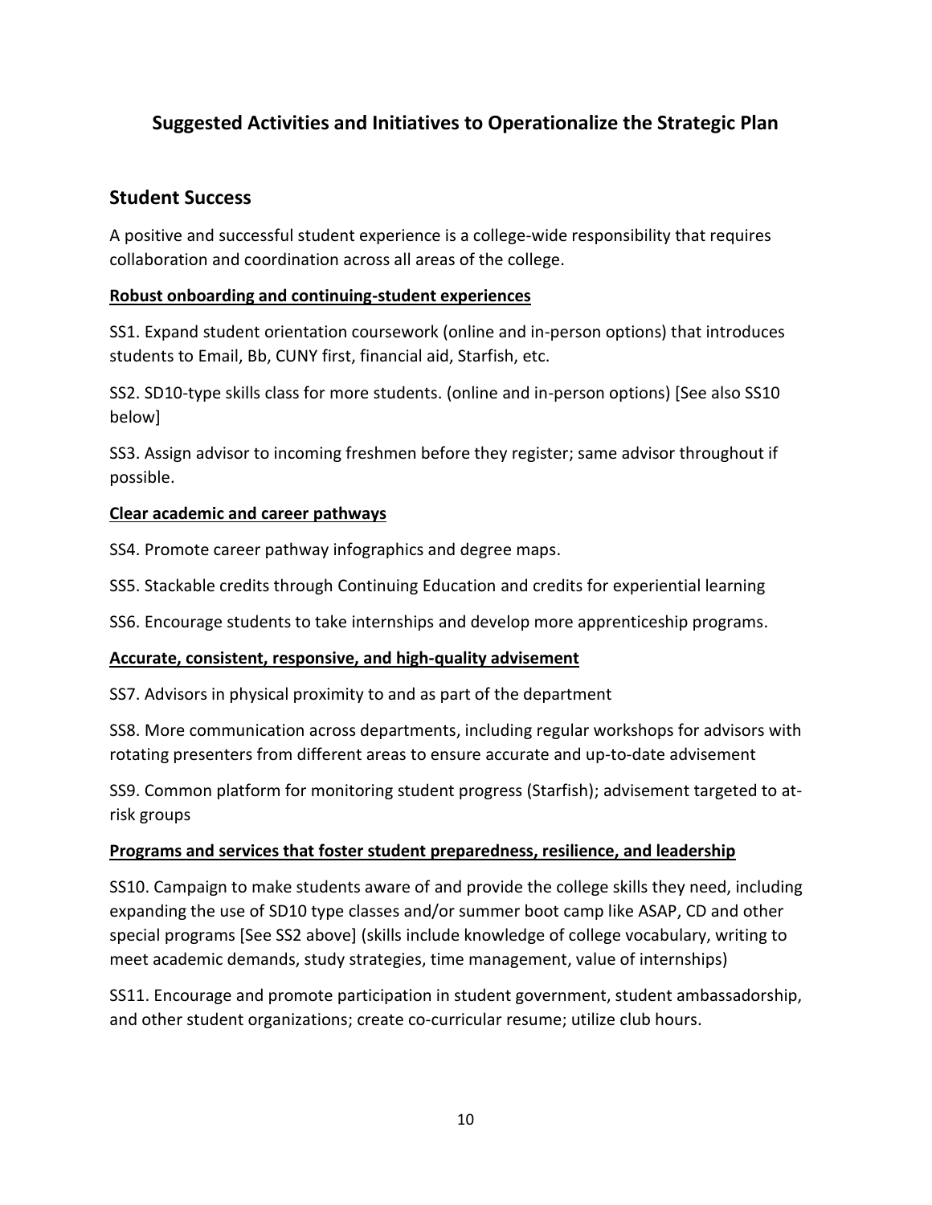## Suggested Activities and Initiatives to Operationalize the Strategic Plan

## Student Success

A positive and successful student experience is a college-wide responsibility that requires collaboration and coordination across all areas of the college.

**Robust onboarding and continuing-student experiences**

SS1. Expand student orientation coursework (online and in-person options) that introduces students to Email, Bb, CUNY first, financial aid, Starfish, etc.

SS2. SD10-type skills class for more students. (online and in-person options) [See also SS10 below]

SS3. Assign advisor to incoming freshmen before they register; same advisor throughout if possible.

**Clear academic and career pathways**

SS4. Promote career pathway infographics and degree maps.

SS5. Stackable credits through Continuing Education and credits for experiential learning

SS6. Encourage students to take internships and develop more apprenticeship programs.

**Accurate, consistent, responsive, and high-quality advisement**

SS7. Advisors in physical proximity to and as part of the department

SS8. More communication across departments, including regular workshops for advisors with rotating presenters from different areas to ensure accurate and up-to-date advisement

SS9. Common platform for monitoring student progress (Starfish); advisement targeted to at-risk groups

**Programs and services that foster student preparedness, resilience, and leadership**

SS10. Campaign to make students aware of and provide the college skills they need, including expanding the use of SD10 type classes and/or summer boot camp like ASAP, CD and other special programs [See SS2 above] (skills include knowledge of college vocabulary, writing to meet academic demands, study strategies, time management, value of internships)

SS11. Encourage and promote participation in student government, student ambassadorship, and other student organizations; create co-curricular resume; utilize club hours.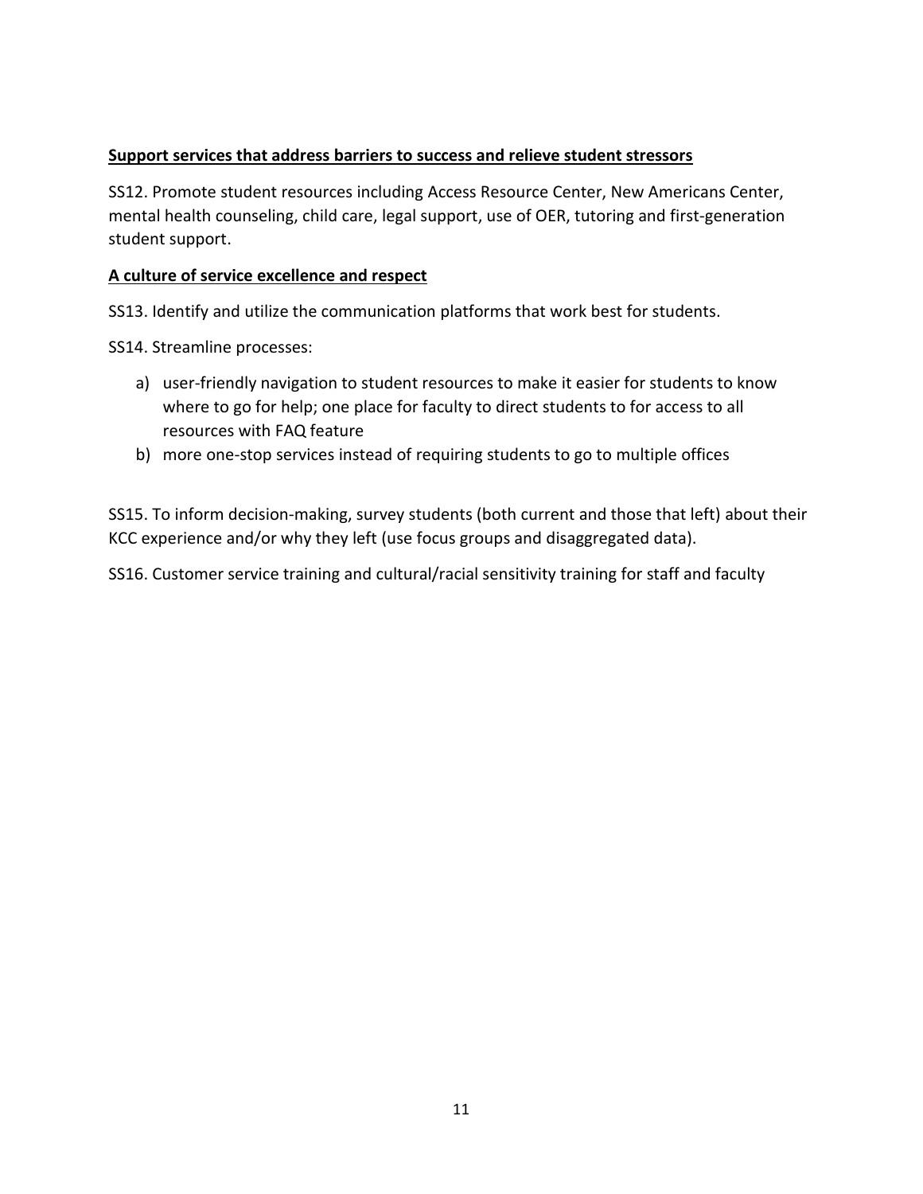**Support services that address barriers to success and relieve student stressors**

SS12. Promote student resources including Access Resource Center, New Americans Center, mental health counseling, child care, legal support, use of OER, tutoring and first-generation student support.

**A culture of service excellence and respect**

SS13. Identify and utilize the communication platforms that work best for students.

SS14. Streamline processes:

a) user-friendly navigation to student resources to make it easier for students to know where to go for help; one place for faculty to direct students to for access to all resources with FAQ feature
b) more one-stop services instead of requiring students to go to multiple offices

SS15. To inform decision-making, survey students (both current and those that left) about their KCC experience and/or why they left (use focus groups and disaggregated data).

SS16. Customer service training and cultural/racial sensitivity training for staff and faculty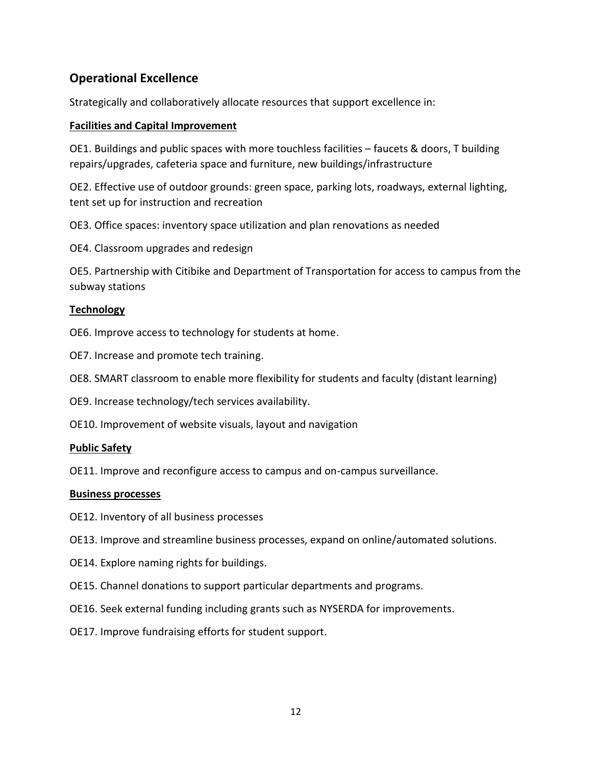## Operational Excellence

Strategically and collaboratively allocate resources that support excellence in:

**Facilities and Capital Improvement**

OE1. Buildings and public spaces with more touchless facilities – faucets & doors, T building repairs/upgrades, cafeteria space and furniture, new buildings/infrastructure

OE2. Effective use of outdoor grounds: green space, parking lots, roadways, external lighting, tent set up for instruction and recreation

OE3. Office spaces: inventory space utilization and plan renovations as needed

OE4. Classroom upgrades and redesign

OE5. Partnership with Citibike and Department of Transportation for access to campus from the subway stations

**Technology**

OE6. Improve access to technology for students at home.

OE7. Increase and promote tech training.

OE8. SMART classroom to enable more flexibility for students and faculty (distant learning)

OE9. Increase technology/tech services availability.

OE10. Improvement of website visuals, layout and navigation

**Public Safety**

OE11. Improve and reconfigure access to campus and on-campus surveillance.

**Business processes**

OE12. Inventory of all business processes

OE13. Improve and streamline business processes, expand on online/automated solutions.

OE14. Explore naming rights for buildings.

OE15. Channel donations to support particular departments and programs.

OE16. Seek external funding including grants such as NYSERDA for improvements.

OE17. Improve fundraising efforts for student support.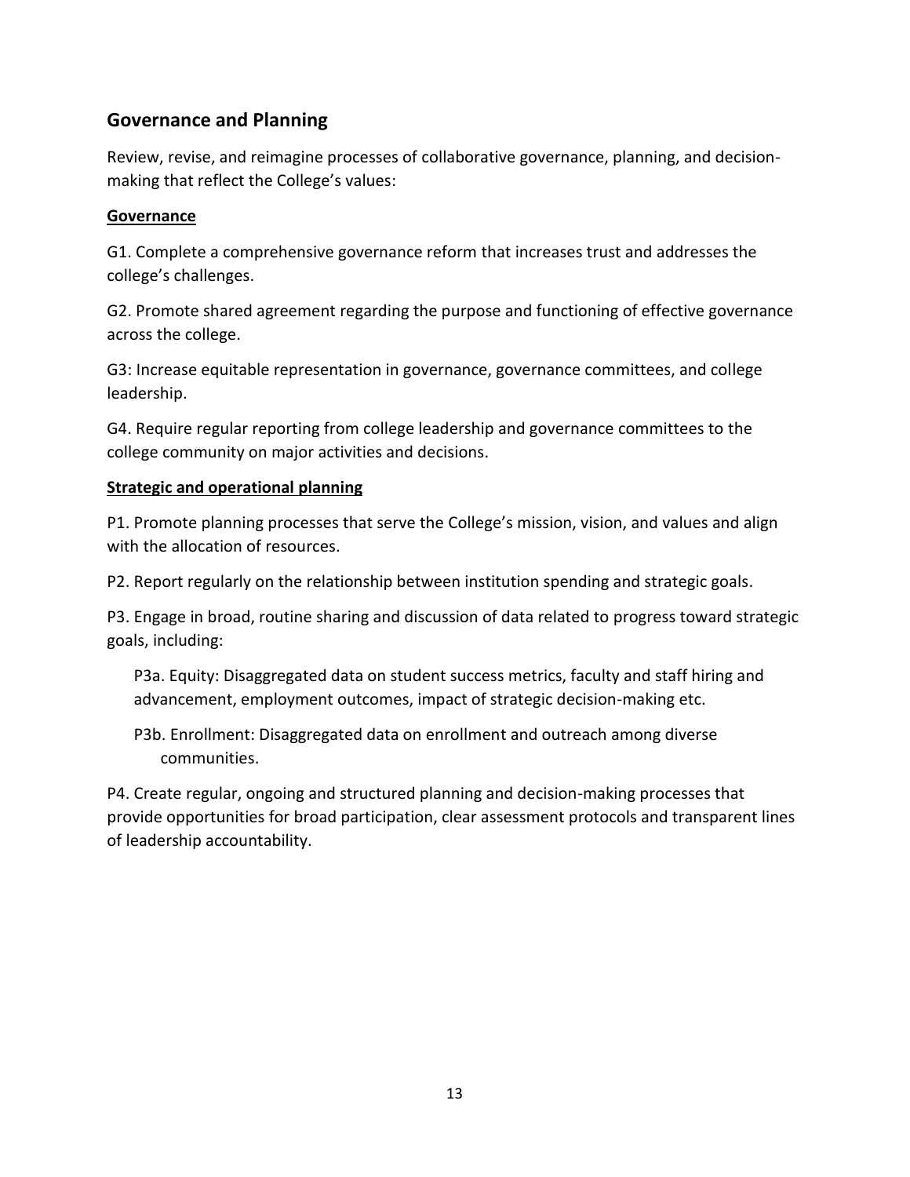## Governance and Planning

Review, revise, and reimagine processes of collaborative governance, planning, and decision-making that reflect the College's values:

**Governance**

G1. Complete a comprehensive governance reform that increases trust and addresses the college's challenges.

G2. Promote shared agreement regarding the purpose and functioning of effective governance across the college.

G3: Increase equitable representation in governance, governance committees, and college leadership.

G4. Require regular reporting from college leadership and governance committees to the college community on major activities and decisions.

**Strategic and operational planning**

P1. Promote planning processes that serve the College's mission, vision, and values and align with the allocation of resources.

P2. Report regularly on the relationship between institution spending and strategic goals.

P3. Engage in broad, routine sharing and discussion of data related to progress toward strategic goals, including:

P3a. Equity: Disaggregated data on student success metrics, faculty and staff hiring and advancement, employment outcomes, impact of strategic decision-making etc.

P3b. Enrollment: Disaggregated data on enrollment and outreach among diverse communities.

P4. Create regular, ongoing and structured planning and decision-making processes that provide opportunities for broad participation, clear assessment protocols and transparent lines of leadership accountability.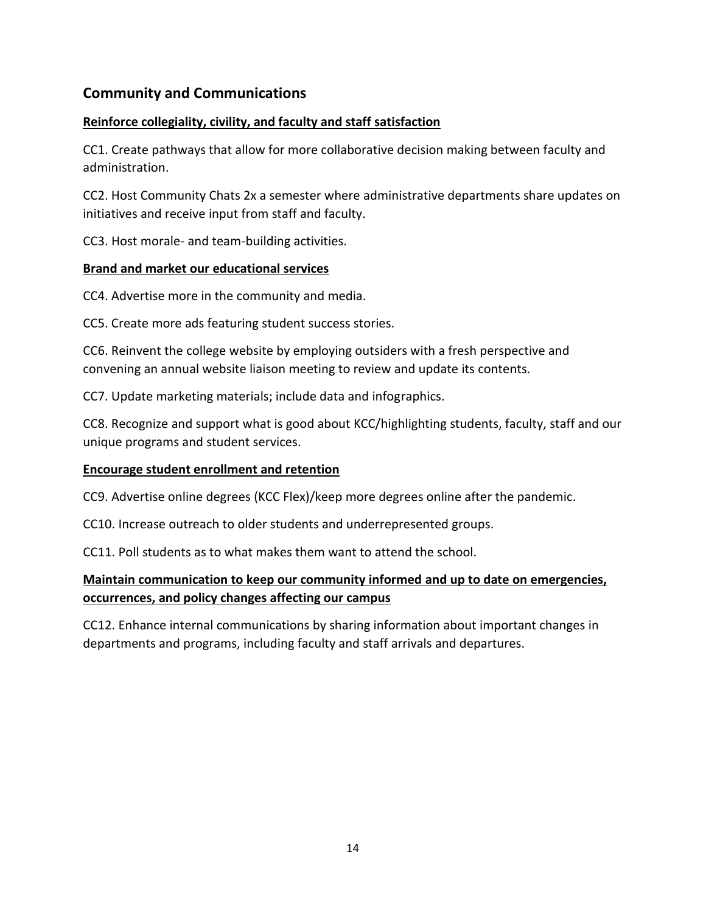## Community and Communications

**Reinforce collegiality, civility, and faculty and staff satisfaction**

CC1. Create pathways that allow for more collaborative decision making between faculty and administration.

CC2. Host Community Chats 2x a semester where administrative departments share updates on initiatives and receive input from staff and faculty.

CC3. Host morale- and team-building activities.

**Brand and market our educational services**

CC4. Advertise more in the community and media.

CC5. Create more ads featuring student success stories.

CC6. Reinvent the college website by employing outsiders with a fresh perspective and convening an annual website liaison meeting to review and update its contents.

CC7. Update marketing materials; include data and infographics.

CC8. Recognize and support what is good about KCC/highlighting students, faculty, staff and our unique programs and student services.

**Encourage student enrollment and retention**

CC9. Advertise online degrees (KCC Flex)/keep more degrees online after the pandemic.

CC10. Increase outreach to older students and underrepresented groups.

CC11. Poll students as to what makes them want to attend the school.

**Maintain communication to keep our community informed and up to date on emergencies, occurrences, and policy changes affecting our campus**

CC12. Enhance internal communications by sharing information about important changes in departments and programs, including faculty and staff arrivals and departures.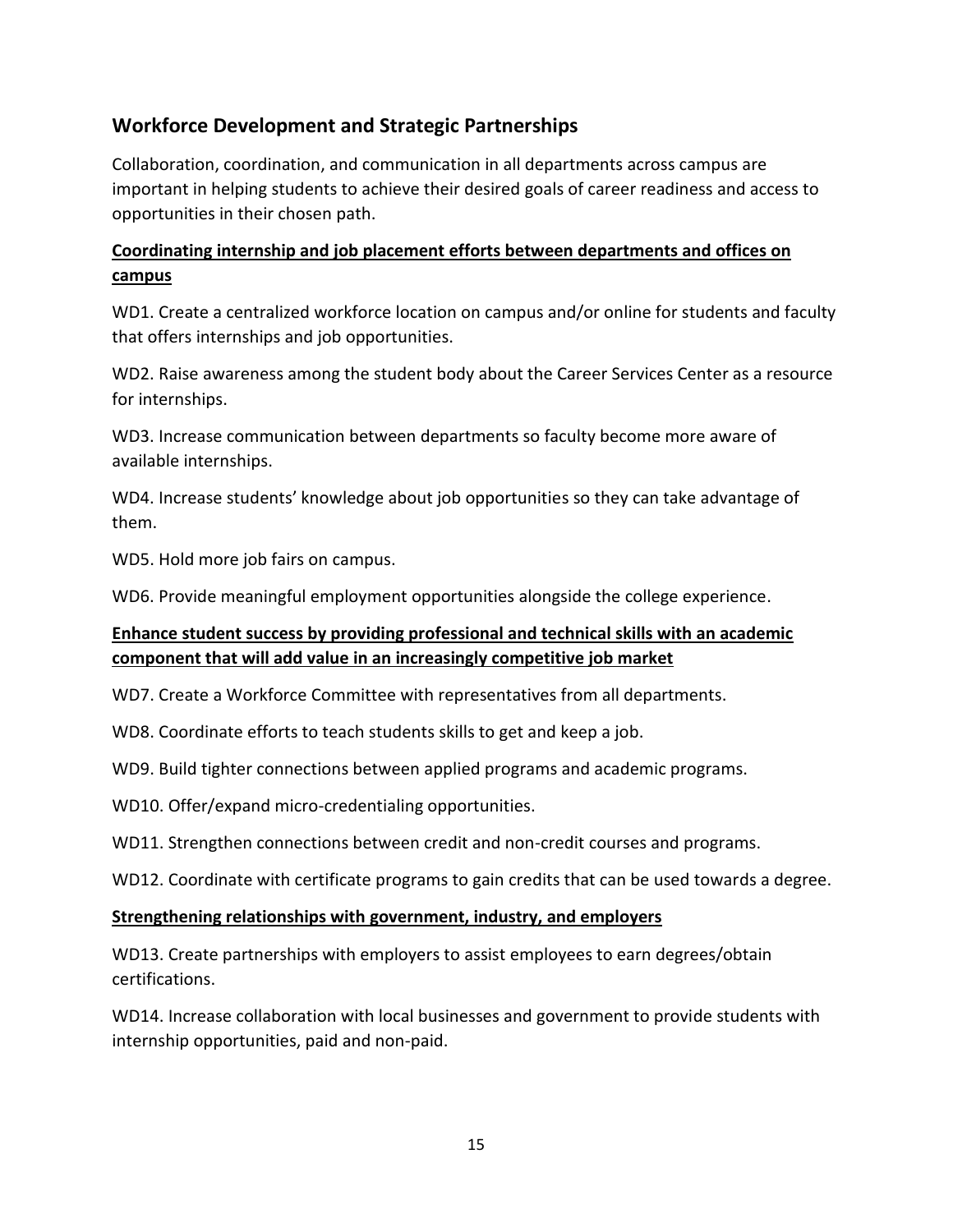## Workforce Development and Strategic Partnerships

Collaboration, coordination, and communication in all departments across campus are important in helping students to achieve their desired goals of career readiness and access to opportunities in their chosen path.

**Coordinating internship and job placement efforts between departments and offices on campus**

WD1. Create a centralized workforce location on campus and/or online for students and faculty that offers internships and job opportunities.

WD2. Raise awareness among the student body about the Career Services Center as a resource for internships.

WD3. Increase communication between departments so faculty become more aware of available internships.

WD4. Increase students' knowledge about job opportunities so they can take advantage of them.

WD5. Hold more job fairs on campus.

WD6. Provide meaningful employment opportunities alongside the college experience.

**Enhance student success by providing professional and technical skills with an academic component that will add value in an increasingly competitive job market**

WD7. Create a Workforce Committee with representatives from all departments.

WD8. Coordinate efforts to teach students skills to get and keep a job.

WD9. Build tighter connections between applied programs and academic programs.

WD10. Offer/expand micro-credentialing opportunities.

WD11. Strengthen connections between credit and non-credit courses and programs.

WD12. Coordinate with certificate programs to gain credits that can be used towards a degree.

**Strengthening relationships with government, industry, and employers**

WD13. Create partnerships with employers to assist employees to earn degrees/obtain certifications.

WD14. Increase collaboration with local businesses and government to provide students with internship opportunities, paid and non-paid.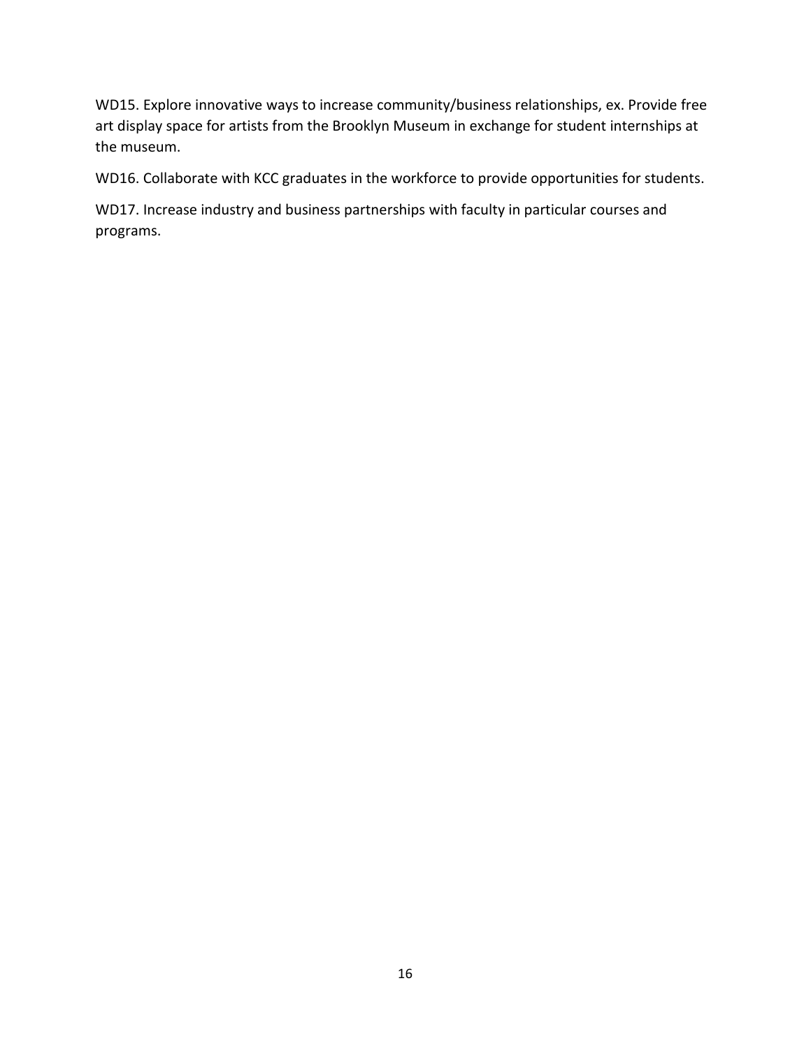WD15. Explore innovative ways to increase community/business relationships, ex. Provide free art display space for artists from the Brooklyn Museum in exchange for student internships at the museum.

WD16. Collaborate with KCC graduates in the workforce to provide opportunities for students.

WD17. Increase industry and business partnerships with faculty in particular courses and programs.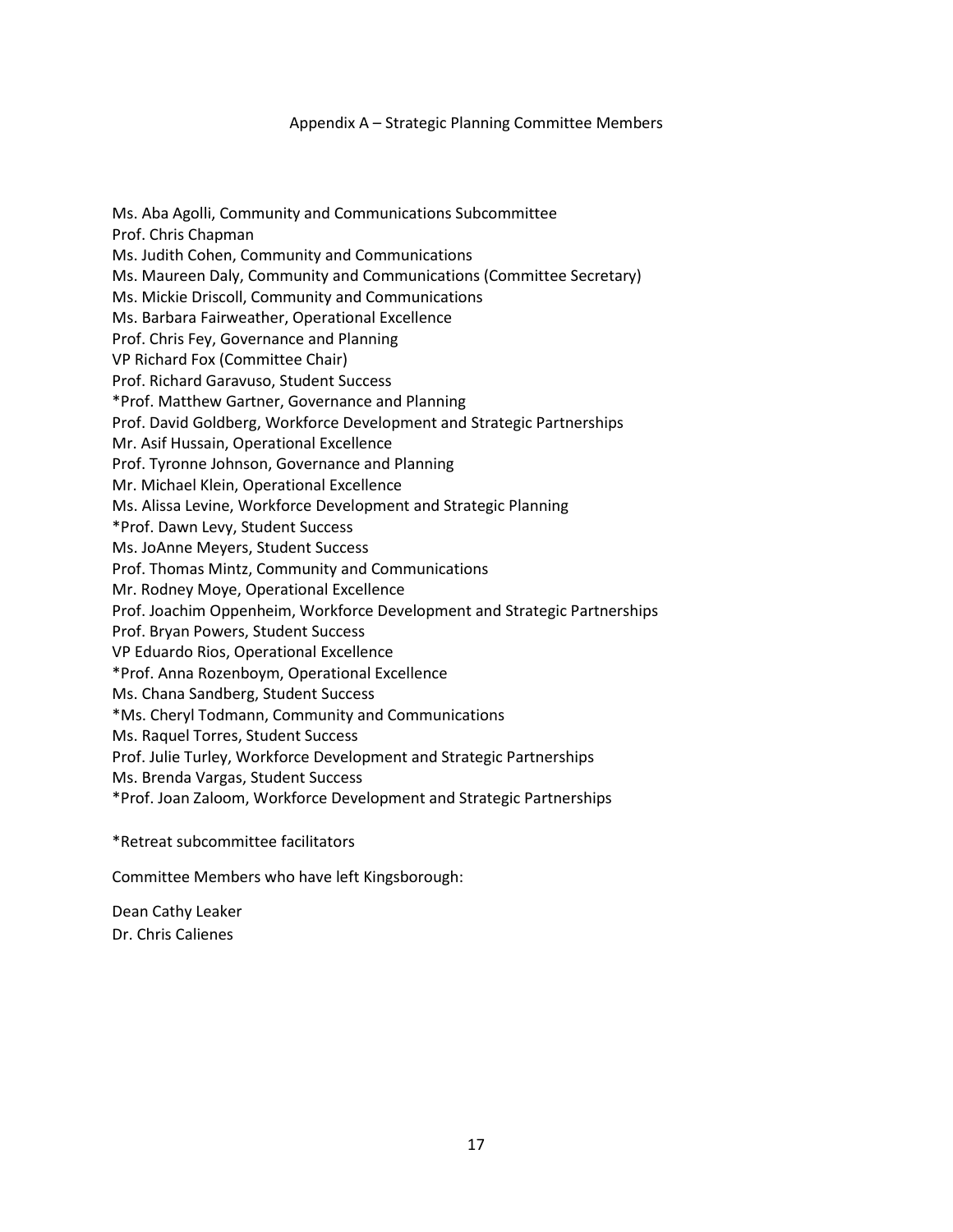# Appendix A – Strategic Planning Committee Members

Ms. Aba Agolli, Community and Communications Subcommittee
Prof. Chris Chapman
Ms. Judith Cohen, Community and Communications
Ms. Maureen Daly, Community and Communications (Committee Secretary)
Ms. Mickie Driscoll, Community and Communications
Ms. Barbara Fairweather, Operational Excellence
Prof. Chris Fey, Governance and Planning
VP Richard Fox (Committee Chair)
Prof. Richard Garavuso, Student Success
*Prof. Matthew Gartner, Governance and Planning
Prof. David Goldberg, Workforce Development and Strategic Partnerships
Mr. Asif Hussain, Operational Excellence
Prof. Tyronne Johnson, Governance and Planning
Mr. Michael Klein, Operational Excellence
Ms. Alissa Levine, Workforce Development and Strategic Planning
*Prof. Dawn Levy, Student Success
Ms. JoAnne Meyers, Student Success
Prof. Thomas Mintz, Community and Communications
Mr. Rodney Moye, Operational Excellence
Prof. Joachim Oppenheim, Workforce Development and Strategic Partnerships
Prof. Bryan Powers, Student Success
VP Eduardo Rios, Operational Excellence
*Prof. Anna Rozenboym, Operational Excellence
Ms. Chana Sandberg, Student Success
*Ms. Cheryl Todmann, Community and Communications
Ms. Raquel Torres, Student Success
Prof. Julie Turley, Workforce Development and Strategic Partnerships
Ms. Brenda Vargas, Student Success
*Prof. Joan Zaloom, Workforce Development and Strategic Partnerships

*Retreat subcommittee facilitators

Committee Members who have left Kingsborough:

Dean Cathy Leaker
Dr. Chris Calienes